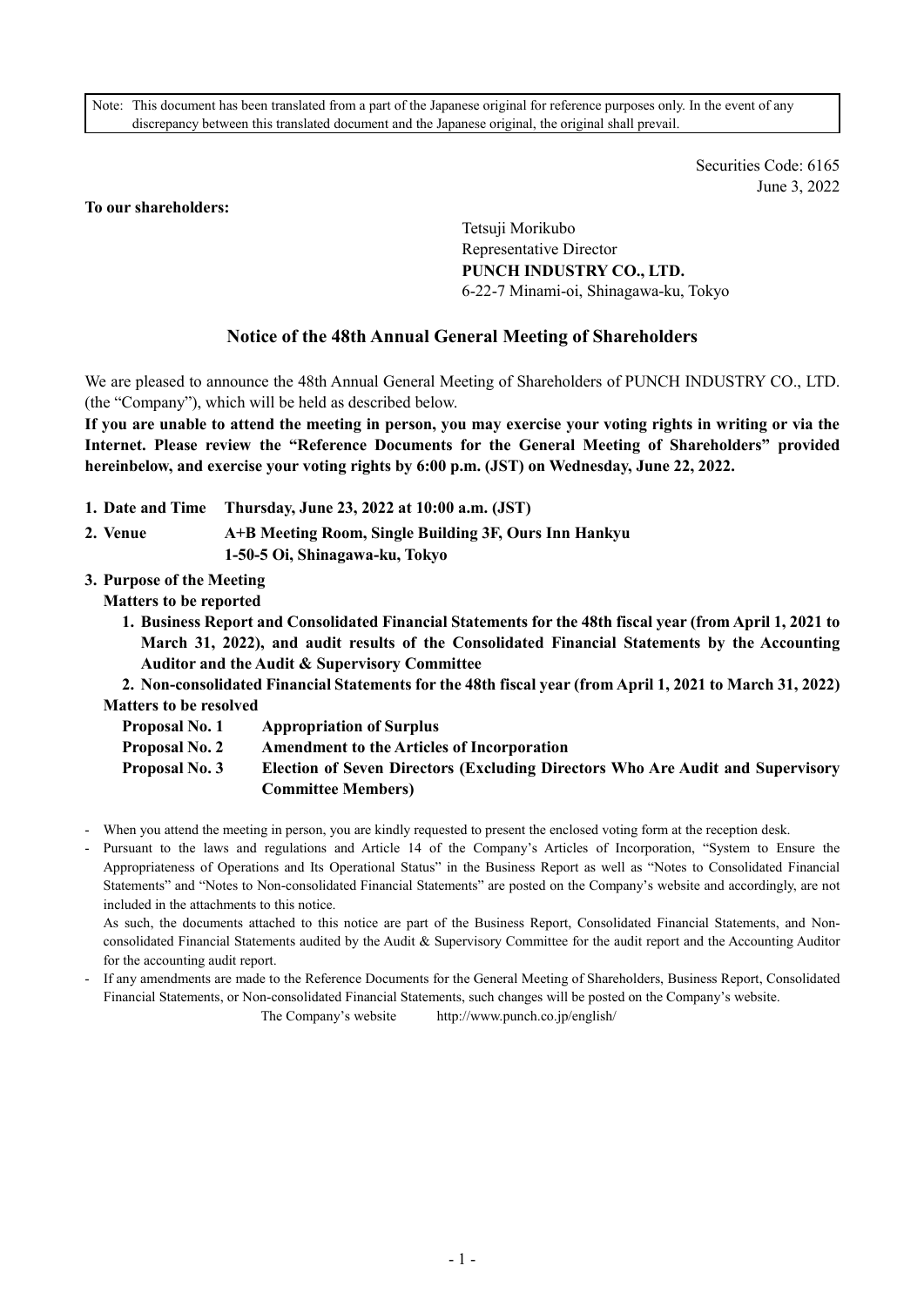Note: This document has been translated from a part of the Japanese original for reference purposes only. In the event of any discrepancy between this translated document and the Japanese original, the original shall prevail.

Securities Code: 6165
June 3, 2022

**To our shareholders:**

Tetsuji Morikubo
Representative Director
**PUNCH INDUSTRY CO., LTD.**
6-22-7 Minami-oi, Shinagawa-ku, Tokyo

# Notice of the 48th Annual General Meeting of Shareholders

We are pleased to announce the 48th Annual General Meeting of Shareholders of PUNCH INDUSTRY CO., LTD. (the "Company"), which will be held as described below.

**If you are unable to attend the meeting in person, you may exercise your voting rights in writing or via the Internet. Please review the "Reference Documents for the General Meeting of Shareholders" provided hereinbelow, and exercise your voting rights by 6:00 p.m. (JST) on Wednesday, June 22, 2022.**

**1. Date and Time** **Thursday, June 23, 2022 at 10:00 a.m. (JST)**

**2. Venue** **A+B Meeting Room, Single Building 3F, Ours Inn Hankyu**
**1-50-5 Oi, Shinagawa-ku, Tokyo**

**3. Purpose of the Meeting**

**Matters to be reported**

1. **Business Report and Consolidated Financial Statements for the 48th fiscal year (from April 1, 2021 to March 31, 2022), and audit results of the Consolidated Financial Statements by the Accounting Auditor and the Audit & Supervisory Committee**
2. **Non-consolidated Financial Statements for the 48th fiscal year (from April 1, 2021 to March 31, 2022)**

**Matters to be resolved**

**Proposal No. 1** **Appropriation of Surplus**
**Proposal No. 2** **Amendment to the Articles of Incorporation**
**Proposal No. 3** **Election of Seven Directors (Excluding Directors Who Are Audit and Supervisory Committee Members)**

- When you attend the meeting in person, you are kindly requested to present the enclosed voting form at the reception desk.
- Pursuant to the laws and regulations and Article 14 of the Company's Articles of Incorporation, "System to Ensure the Appropriateness of Operations and Its Operational Status" in the Business Report as well as "Notes to Consolidated Financial Statements" and "Notes to Non-consolidated Financial Statements" are posted on the Company's website and accordingly, are not included in the attachments to this notice.
  As such, the documents attached to this notice are part of the Business Report, Consolidated Financial Statements, and Non-consolidated Financial Statements audited by the Audit & Supervisory Committee for the audit report and the Accounting Auditor for the accounting audit report.
- If any amendments are made to the Reference Documents for the General Meeting of Shareholders, Business Report, Consolidated Financial Statements, or Non-consolidated Financial Statements, such changes will be posted on the Company's website.
  The Company's website http://www.punch.co.jp/english/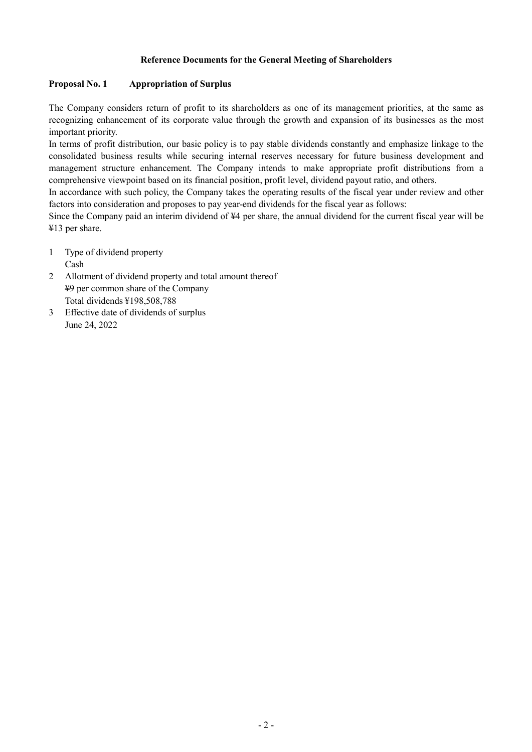## Reference Documents for the General Meeting of Shareholders

### Proposal No. 1 Appropriation of Surplus

The Company considers return of profit to its shareholders as one of its management priorities, at the same as recognizing enhancement of its corporate value through the growth and expansion of its businesses as the most important priority.

In terms of profit distribution, our basic policy is to pay stable dividends constantly and emphasize linkage to the consolidated business results while securing internal reserves necessary for future business development and management structure enhancement. The Company intends to make appropriate profit distributions from a comprehensive viewpoint based on its financial position, profit level, dividend payout ratio, and others.

In accordance with such policy, the Company takes the operating results of the fiscal year under review and other factors into consideration and proposes to pay year-end dividends for the fiscal year as follows:

Since the Company paid an interim dividend of ¥4 per share, the annual dividend for the current fiscal year will be ¥13 per share.

1. Type of dividend property
   Cash
2. Allotment of dividend property and total amount thereof
   ¥9 per common share of the Company
   Total dividends ¥198,508,788
3. Effective date of dividends of surplus
   June 24, 2022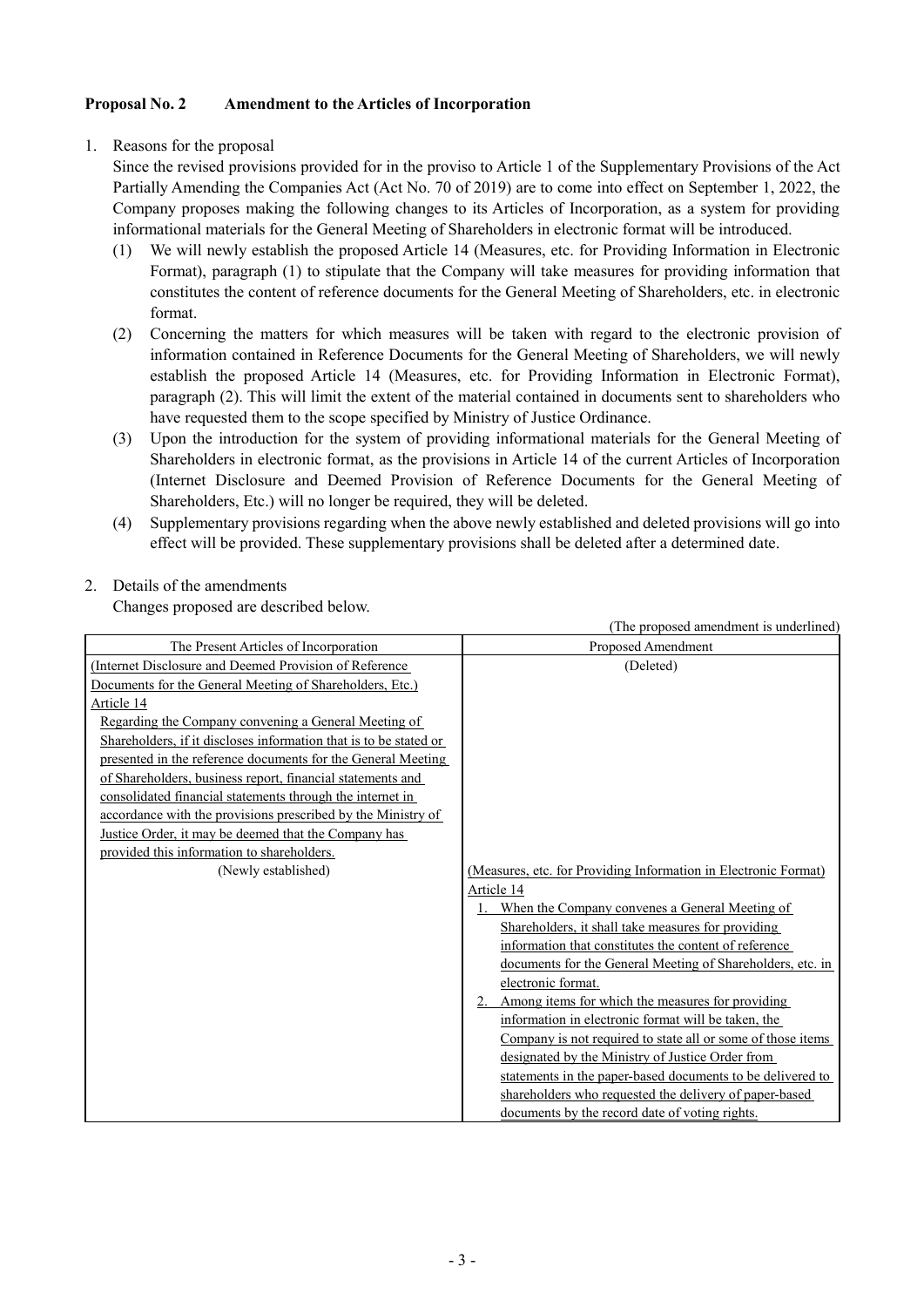**Proposal No. 2 Amendment to the Articles of Incorporation**

1. Reasons for the proposal

   Since the revised provisions provided for in the proviso to Article 1 of the Supplementary Provisions of the Act Partially Amending the Companies Act (Act No. 70 of 2019) are to come into effect on September 1, 2022, the Company proposes making the following changes to its Articles of Incorporation, as a system for providing informational materials for the General Meeting of Shareholders in electronic format will be introduced.

   (1) We will newly establish the proposed Article 14 (Measures, etc. for Providing Information in Electronic Format), paragraph (1) to stipulate that the Company will take measures for providing information that constitutes the content of reference documents for the General Meeting of Shareholders, etc. in electronic format.

   (2) Concerning the matters for which measures will be taken with regard to the electronic provision of information contained in Reference Documents for the General Meeting of Shareholders, we will newly establish the proposed Article 14 (Measures, etc. for Providing Information in Electronic Format), paragraph (2). This will limit the extent of the material contained in documents sent to shareholders who have requested them to the scope specified by Ministry of Justice Ordinance.

   (3) Upon the introduction for the system of providing informational materials for the General Meeting of Shareholders in electronic format, as the provisions in Article 14 of the current Articles of Incorporation (Internet Disclosure and Deemed Provision of Reference Documents for the General Meeting of Shareholders, Etc.) will no longer be required, they will be deleted.

   (4) Supplementary provisions regarding when the above newly established and deleted provisions will go into effect will be provided. These supplementary provisions shall be deleted after a determined date.

2. Details of the amendments

   Changes proposed are described below.

(The proposed amendment is underlined)

| The Present Articles of Incorporation | Proposed Amendment |
|---|---|
| (Internet Disclosure and Deemed Provision of Reference Documents for the General Meeting of Shareholders, Etc.)<br>Article 14<br>Regarding the Company convening a General Meeting of Shareholders, if it discloses information that is to be stated or presented in the reference documents for the General Meeting of Shareholders, business report, financial statements and consolidated financial statements through the internet in accordance with the provisions prescribed by the Ministry of Justice Order, it may be deemed that the Company has provided this information to shareholders. | (Deleted) |
| (Newly established) | (Measures, etc. for Providing Information in Electronic Format)<br>Article 14<br>1. When the Company convenes a General Meeting of Shareholders, it shall take measures for providing information that constitutes the content of reference documents for the General Meeting of Shareholders, etc. in electronic format.<br>2. Among items for which the measures for providing information in electronic format will be taken, the Company is not required to state all or some of those items designated by the Ministry of Justice Order from statements in the paper-based documents to be delivered to shareholders who requested the delivery of paper-based documents by the record date of voting rights. |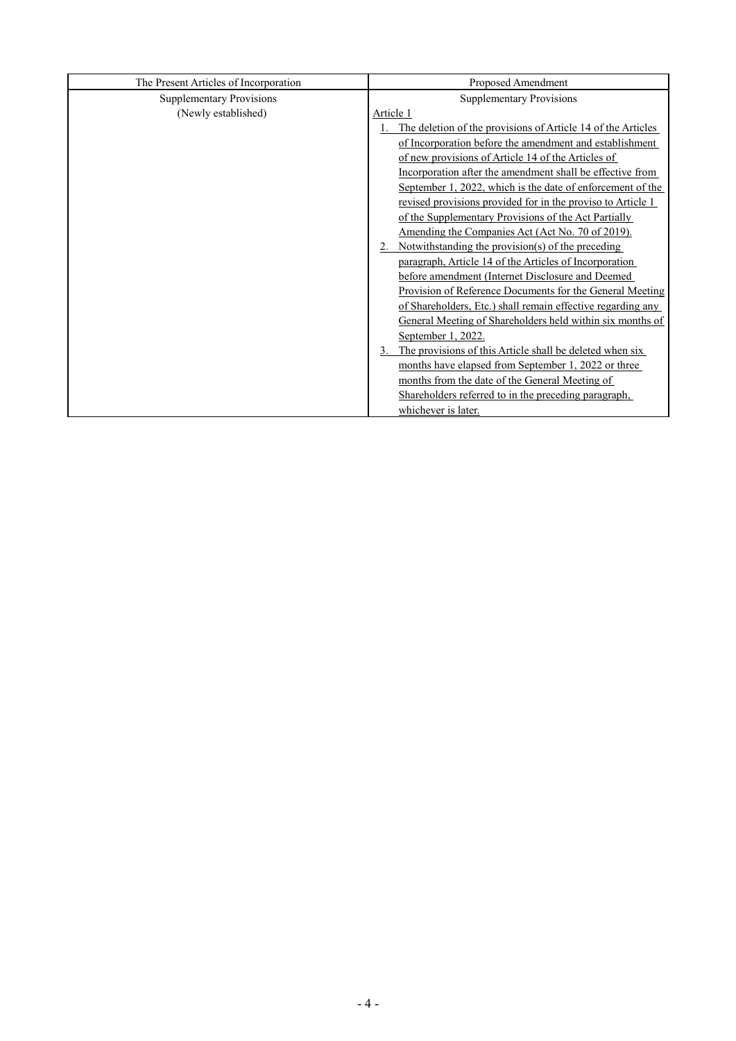| The Present Articles of Incorporation | Proposed Amendment |
|---|---|
| Supplementary Provisions | Supplementary Provisions |
| (Newly established) | Article 1<br>1. The deletion of the provisions of Article 14 of the Articles of Incorporation before the amendment and establishment of new provisions of Article 14 of the Articles of Incorporation after the amendment shall be effective from September 1, 2022, which is the date of enforcement of the revised provisions provided for in the proviso to Article 1 of the Supplementary Provisions of the Act Partially Amending the Companies Act (Act No. 70 of 2019).<br>2. Notwithstanding the provision(s) of the preceding paragraph, Article 14 of the Articles of Incorporation before amendment (Internet Disclosure and Deemed Provision of Reference Documents for the General Meeting of Shareholders, Etc.) shall remain effective regarding any General Meeting of Shareholders held within six months of September 1, 2022.<br>3. The provisions of this Article shall be deleted when six months have elapsed from September 1, 2022 or three months from the date of the General Meeting of Shareholders referred to in the preceding paragraph, whichever is later. |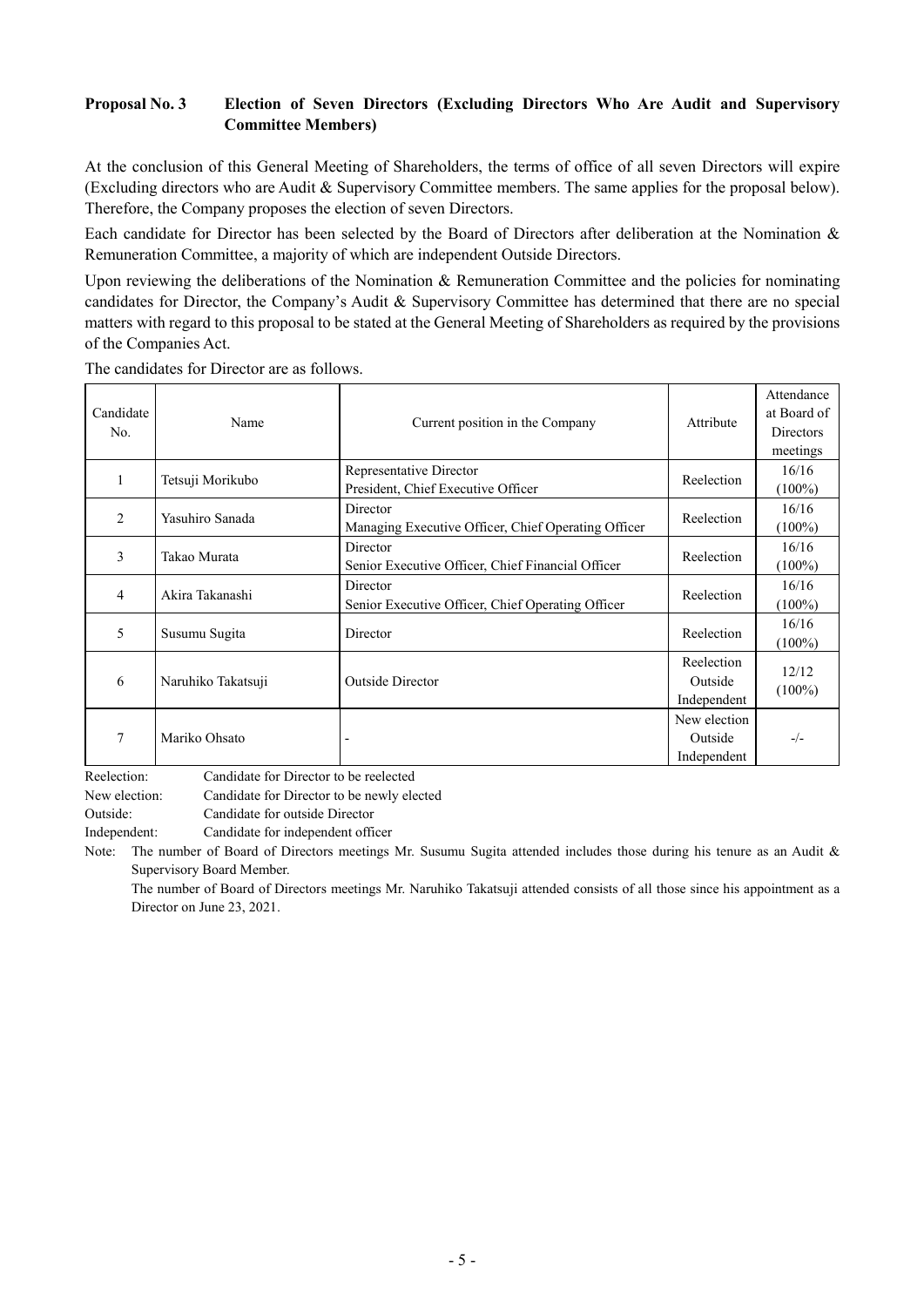## Proposal No. 3 Election of Seven Directors (Excluding Directors Who Are Audit and Supervisory Committee Members)

At the conclusion of this General Meeting of Shareholders, the terms of office of all seven Directors will expire (Excluding directors who are Audit & Supervisory Committee members. The same applies for the proposal below). Therefore, the Company proposes the election of seven Directors.

Each candidate for Director has been selected by the Board of Directors after deliberation at the Nomination & Remuneration Committee, a majority of which are independent Outside Directors.

Upon reviewing the deliberations of the Nomination & Remuneration Committee and the policies for nominating candidates for Director, the Company's Audit & Supervisory Committee has determined that there are no special matters with regard to this proposal to be stated at the General Meeting of Shareholders as required by the provisions of the Companies Act.

The candidates for Director are as follows.

| Candidate No. | Name | Current position in the Company | Attribute | Attendance at Board of Directors meetings |
|---|---|---|---|---|
| 1 | Tetsuji Morikubo | Representative Director<br>President, Chief Executive Officer | Reelection | 16/16<br>(100%) |
| 2 | Yasuhiro Sanada | Director<br>Managing Executive Officer, Chief Operating Officer | Reelection | 16/16<br>(100%) |
| 3 | Takao Murata | Director<br>Senior Executive Officer, Chief Financial Officer | Reelection | 16/16<br>(100%) |
| 4 | Akira Takanashi | Director<br>Senior Executive Officer, Chief Operating Officer | Reelection | 16/16<br>(100%) |
| 5 | Susumu Sugita | Director | Reelection | 16/16<br>(100%) |
| 6 | Naruhiko Takatsuji | Outside Director | Reelection<br>Outside<br>Independent | 12/12<br>(100%) |
| 7 | Mariko Ohsato | - | New election<br>Outside<br>Independent | -/- |

Reelection: Candidate for Director to be reelected
New election: Candidate for Director to be newly elected
Outside: Candidate for outside Director
Independent: Candidate for independent officer

Note: The number of Board of Directors meetings Mr. Susumu Sugita attended includes those during his tenure as an Audit & Supervisory Board Member.
The number of Board of Directors meetings Mr. Naruhiko Takatsuji attended consists of all those since his appointment as a Director on June 23, 2021.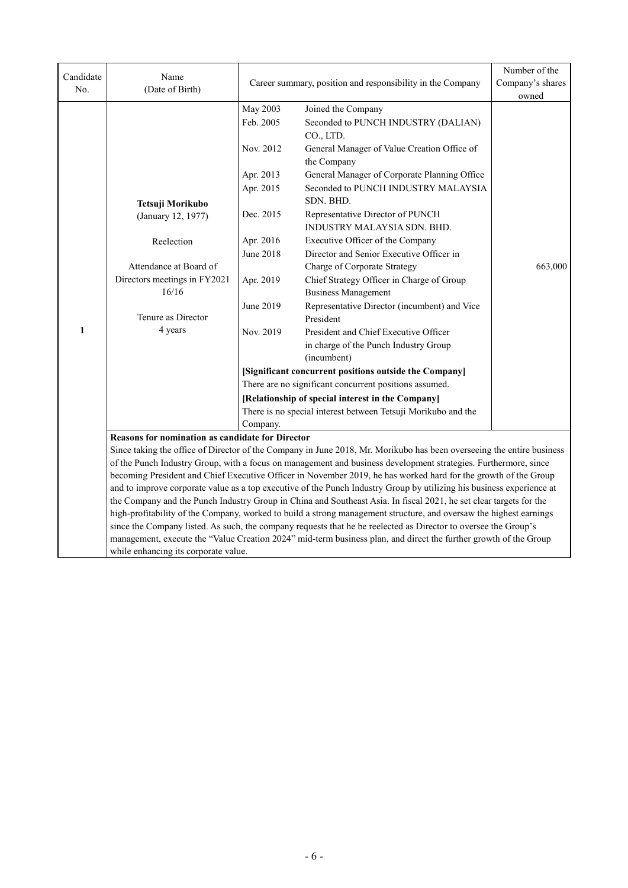| Candidate No. | Name (Date of Birth) | Career summary, position and responsibility in the Company | Number of the Company's shares owned |
|---|---|---|---|
| 1 | **Tetsuji Morikubo** (January 12, 1977)<br><br>Reelection<br><br>Attendance at Board of Directors meetings in FY2021 16/16<br><br>Tenure as Director 4 years | May 2003 Joined the Company<br>Feb. 2005 Seconded to PUNCH INDUSTRY (DALIAN) CO., LTD.<br>Nov. 2012 General Manager of Value Creation Office of the Company<br>Apr. 2013 General Manager of Corporate Planning Office<br>Apr. 2015 Seconded to PUNCH INDUSTRY MALAYSIA SDN. BHD.<br>Dec. 2015 Representative Director of PUNCH INDUSTRY MALAYSIA SDN. BHD.<br>Apr. 2016 Executive Officer of the Company<br>June 2018 Director and Senior Executive Officer in Charge of Corporate Strategy<br>Apr. 2019 Chief Strategy Officer in Charge of Group Business Management<br>June 2019 Representative Director (incumbent) and Vice President<br>Nov. 2019 President and Chief Executive Officer in charge of the Punch Industry Group (incumbent)<br>**[Significant concurrent positions outside the Company]**<br>There are no significant concurrent positions assumed.<br>**[Relationship of special interest in the Company]**<br>There is no special interest between Tetsuji Morikubo and the Company. | 663,000 |
| | **Reasons for nomination as candidate for Director**<br>Since taking the office of Director of the Company in June 2018, Mr. Morikubo has been overseeing the entire business of the Punch Industry Group, with a focus on management and business development strategies. Furthermore, since becoming President and Chief Executive Officer in November 2019, he has worked hard for the growth of the Group and to improve corporate value as a top executive of the Punch Industry Group by utilizing his business experience at the Company and the Punch Industry Group in China and Southeast Asia. In fiscal 2021, he set clear targets for the high-profitability of the Company, worked to build a strong management structure, and oversaw the highest earnings since the Company listed. As such, the company requests that he be reelected as Director to oversee the Group's management, execute the "Value Creation 2024" mid-term business plan, and direct the further growth of the Group while enhancing its corporate value. | | |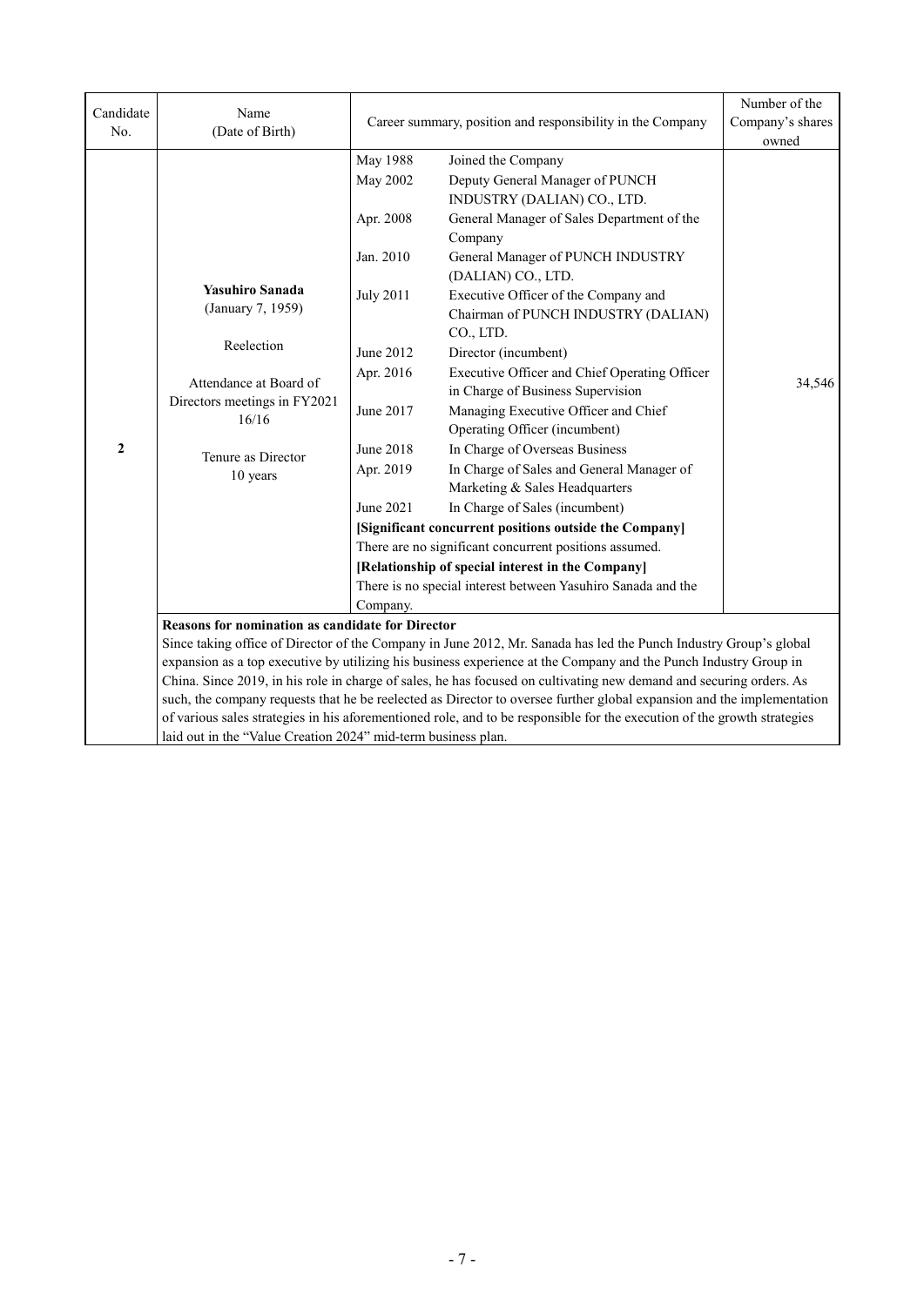| Candidate No. | Name (Date of Birth) | Career summary, position and responsibility in the Company | Number of the Company's shares owned |
|---|---|---|---|
| 2 | **Yasuhiro Sanada** (January 7, 1959)<br><br>Reelection<br><br>Attendance at Board of Directors meetings in FY2021 16/16<br><br>Tenure as Director 10 years | May 1988 Joined the Company<br>May 2002 Deputy General Manager of PUNCH INDUSTRY (DALIAN) CO., LTD.<br>Apr. 2008 General Manager of Sales Department of the Company<br>Jan. 2010 General Manager of PUNCH INDUSTRY (DALIAN) CO., LTD.<br>July 2011 Executive Officer of the Company and Chairman of PUNCH INDUSTRY (DALIAN) CO., LTD.<br>June 2012 Director (incumbent)<br>Apr. 2016 Executive Officer and Chief Operating Officer in Charge of Business Supervision<br>June 2017 Managing Executive Officer and Chief Operating Officer (incumbent)<br>June 2018 In Charge of Overseas Business<br>Apr. 2019 In Charge of Sales and General Manager of Marketing & Sales Headquarters<br>June 2021 In Charge of Sales (incumbent)<br>**[Significant concurrent positions outside the Company]**<br>There are no significant concurrent positions assumed.<br>**[Relationship of special interest in the Company]**<br>There is no special interest between Yasuhiro Sanada and the Company. | 34,546 |
| | **Reasons for nomination as candidate for Director**<br>Since taking office of Director of the Company in June 2012, Mr. Sanada has led the Punch Industry Group's global expansion as a top executive by utilizing his business experience at the Company and the Punch Industry Group in China. Since 2019, in his role in charge of sales, he has focused on cultivating new demand and securing orders. As such, the company requests that he be reelected as Director to oversee further global expansion and the implementation of various sales strategies in his aforementioned role, and to be responsible for the execution of the growth strategies laid out in the "Value Creation 2024" mid-term business plan. | | |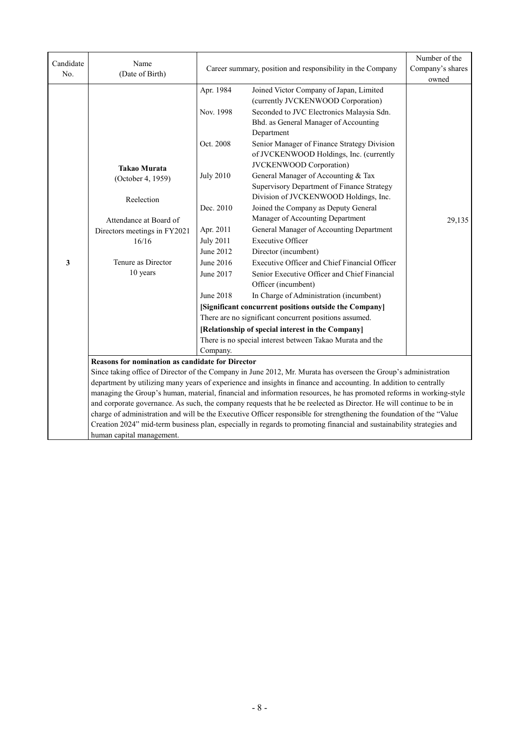| Candidate No. | Name (Date of Birth) | Career summary, position and responsibility in the Company | Number of the Company's shares owned |
|---|---|---|---|
| 3 | **Takao Murata** (October 4, 1959)<br><br>Reelection<br><br>Attendance at Board of Directors meetings in FY2021<br>16/16<br><br>Tenure as Director<br>10 years | Apr. 1984 Joined Victor Company of Japan, Limited (currently JVCKENWOOD Corporation)<br>Nov. 1998 Seconded to JVC Electronics Malaysia Sdn. Bhd. as General Manager of Accounting Department<br>Oct. 2008 Senior Manager of Finance Strategy Division of JVCKENWOOD Holdings, Inc. (currently JVCKENWOOD Corporation)<br>July 2010 General Manager of Accounting & Tax Supervisory Department of Finance Strategy Division of JVCKENWOOD Holdings, Inc.<br>Dec. 2010 Joined the Company as Deputy General Manager of Accounting Department<br>Apr. 2011 General Manager of Accounting Department<br>July 2011 Executive Officer<br>June 2012 Director (incumbent)<br>June 2016 Executive Officer and Chief Financial Officer<br>June 2017 Senior Executive Officer and Chief Financial Officer (incumbent)<br>June 2018 In Charge of Administration (incumbent)<br>**[Significant concurrent positions outside the Company]**<br>There are no significant concurrent positions assumed.<br>**[Relationship of special interest in the Company]**<br>There is no special interest between Takao Murata and the Company. | 29,135 |
| | **Reasons for nomination as candidate for Director**<br>Since taking office of Director of the Company in June 2012, Mr. Murata has overseen the Group's administration department by utilizing many years of experience and insights in finance and accounting. In addition to centrally managing the Group's human, material, financial and information resources, he has promoted reforms in working-style and corporate governance. As such, the company requests that he be reelected as Director. He will continue to be in charge of administration and will be the Executive Officer responsible for strengthening the foundation of the "Value Creation 2024" mid-term business plan, especially in regards to promoting financial and sustainability strategies and human capital management. | | |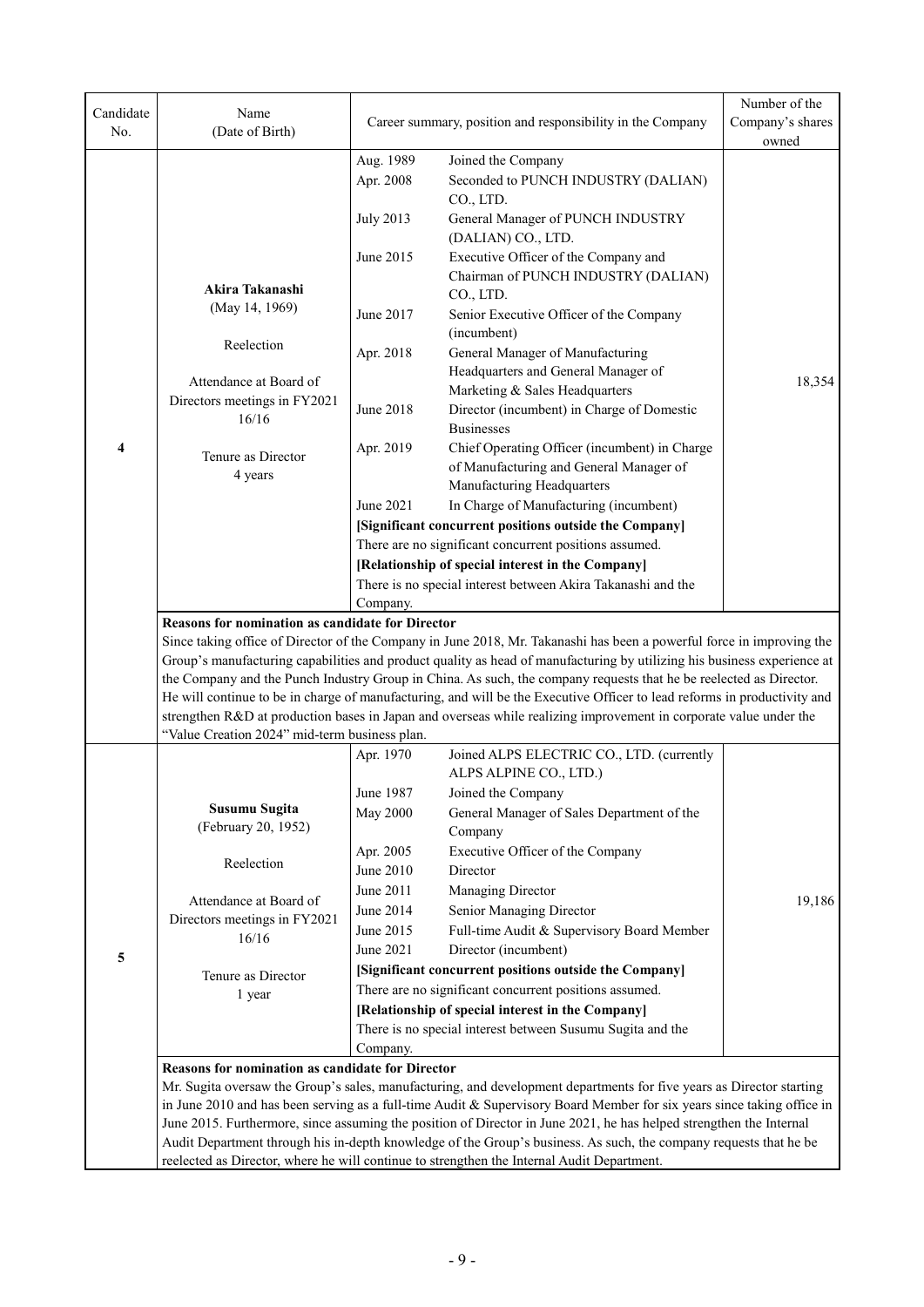| Candidate No. | Name (Date of Birth) | Career summary, position and responsibility in the Company | Number of the Company's shares owned |
|---|---|---|---|
| 4 | **Akira Takanashi** (May 14, 1969)<br><br>Reelection<br><br>Attendance at Board of Directors meetings in FY2021 16/16<br><br>Tenure as Director 4 years | Aug. 1989 Joined the Company<br>Apr. 2008 Seconded to PUNCH INDUSTRY (DALIAN) CO., LTD.<br>July 2013 General Manager of PUNCH INDUSTRY (DALIAN) CO., LTD.<br>June 2015 Executive Officer of the Company and Chairman of PUNCH INDUSTRY (DALIAN) CO., LTD.<br>June 2017 Senior Executive Officer of the Company (incumbent)<br>Apr. 2018 General Manager of Manufacturing Headquarters and General Manager of Marketing & Sales Headquarters<br>June 2018 Director (incumbent) in Charge of Domestic Businesses<br>Apr. 2019 Chief Operating Officer (incumbent) in Charge of Manufacturing and General Manager of Manufacturing Headquarters<br>June 2021 In Charge of Manufacturing (incumbent)<br>**[Significant concurrent positions outside the Company]**<br>There are no significant concurrent positions assumed.<br>**[Relationship of special interest in the Company]**<br>There is no special interest between Akira Takanashi and the Company. | 18,354 |
| | **Reasons for nomination as candidate for Director**<br>Since taking office of Director of the Company in June 2018, Mr. Takanashi has been a powerful force in improving the Group's manufacturing capabilities and product quality as head of manufacturing by utilizing his business experience at the Company and the Punch Industry Group in China. As such, the company requests that he be reelected as Director. He will continue to be in charge of manufacturing, and will be the Executive Officer to lead reforms in productivity and strengthen R&D at production bases in Japan and overseas while realizing improvement in corporate value under the "Value Creation 2024" mid-term business plan. | | |
| 5 | **Susumu Sugita** (February 20, 1952)<br><br>Reelection<br><br>Attendance at Board of Directors meetings in FY2021 16/16<br><br>Tenure as Director 1 year | Apr. 1970 Joined ALPS ELECTRIC CO., LTD. (currently ALPS ALPINE CO., LTD.)<br>June 1987 Joined the Company<br>May 2000 General Manager of Sales Department of the Company<br>Apr. 2005 Executive Officer of the Company<br>June 2010 Director<br>June 2011 Managing Director<br>June 2014 Senior Managing Director<br>June 2015 Full-time Audit & Supervisory Board Member<br>June 2021 Director (incumbent)<br>**[Significant concurrent positions outside the Company]**<br>There are no significant concurrent positions assumed.<br>**[Relationship of special interest in the Company]**<br>There is no special interest between Susumu Sugita and the Company. | 19,186 |
| | **Reasons for nomination as candidate for Director**<br>Mr. Sugita oversaw the Group's sales, manufacturing, and development departments for five years as Director starting in June 2010 and has been serving as a full-time Audit & Supervisory Board Member for six years since taking office in June 2015. Furthermore, since assuming the position of Director in June 2021, he has helped strengthen the Internal Audit Department through his in-depth knowledge of the Group's business. As such, the company requests that he be reelected as Director, where he will continue to strengthen the Internal Audit Department. | | |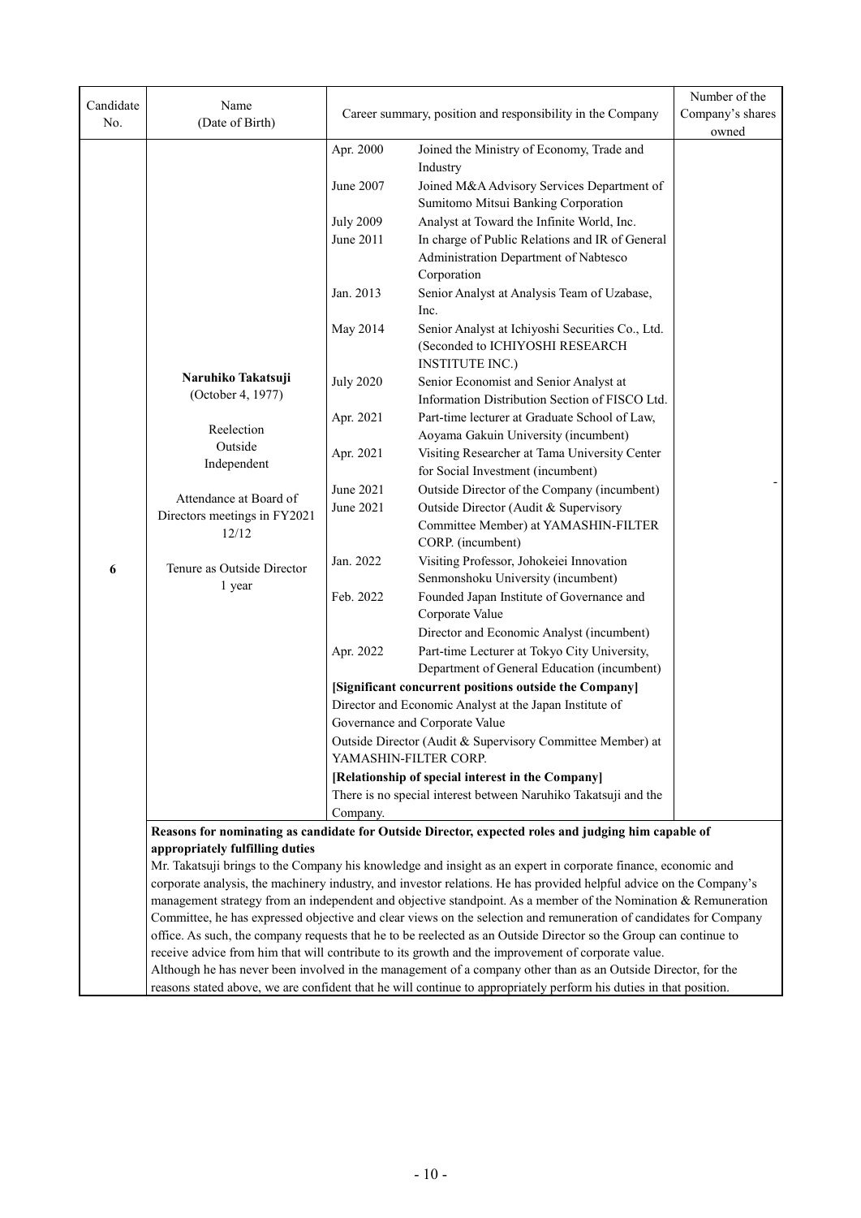| Candidate No. | Name (Date of Birth) | Career summary, position and responsibility in the Company | | Number of the Company's shares owned |
|---|---|---|---|---|
| 6 | **Naruhiko Takatsuji** (October 4, 1977)<br><br>Reelection<br>Outside<br>Independent<br><br>Attendance at Board of Directors meetings in FY2021<br>12/12<br><br>Tenure as Outside Director<br>1 year | Apr. 2000 | Joined the Ministry of Economy, Trade and Industry | - |
| | | June 2007 | Joined M&A Advisory Services Department of Sumitomo Mitsui Banking Corporation | |
| | | July 2009 | Analyst at Toward the Infinite World, Inc. | |
| | | June 2011 | In charge of Public Relations and IR of General Administration Department of Nabtesco Corporation | |
| | | Jan. 2013 | Senior Analyst at Analysis Team of Uzabase, Inc. | |
| | | May 2014 | Senior Analyst at Ichiyoshi Securities Co., Ltd. (Seconded to ICHIYOSHI RESEARCH INSTITUTE INC.) | |
| | | July 2020 | Senior Economist and Senior Analyst at Information Distribution Section of FISCO Ltd. | |
| | | Apr. 2021 | Part-time lecturer at Graduate School of Law, Aoyama Gakuin University (incumbent) | |
| | | Apr. 2021 | Visiting Researcher at Tama University Center for Social Investment (incumbent) | |
| | | June 2021 | Outside Director of the Company (incumbent) | |
| | | June 2021 | Outside Director (Audit & Supervisory Committee Member) at YAMASHIN-FILTER CORP. (incumbent) | |
| | | Jan. 2022 | Visiting Professor, Johokeiei Innovation Senmonshoku University (incumbent) | |
| | | Feb. 2022 | Founded Japan Institute of Governance and Corporate Value<br>Director and Economic Analyst (incumbent) | |
| | | Apr. 2022 | Part-time Lecturer at Tokyo City University, Department of General Education (incumbent) | |
| | | **[Significant concurrent positions outside the Company]**<br>Director and Economic Analyst at the Japan Institute of Governance and Corporate Value<br>Outside Director (Audit & Supervisory Committee Member) at YAMASHIN-FILTER CORP.<br>**[Relationship of special interest in the Company]**<br>There is no special interest between Naruhiko Takatsuji and the Company. | | |
| | **Reasons for nominating as candidate for Outside Director, expected roles and judging him capable of appropriately fulfilling duties**<br>Mr. Takatsuji brings to the Company his knowledge and insight as an expert in corporate finance, economic and corporate analysis, the machinery industry, and investor relations. He has provided helpful advice on the Company's management strategy from an independent and objective standpoint. As a member of the Nomination & Remuneration Committee, he has expressed objective and clear views on the selection and remuneration of candidates for Company office. As such, the company requests that he to be reelected as an Outside Director so the Group can continue to receive advice from him that will contribute to its growth and the improvement of corporate value.<br>Although he has never been involved in the management of a company other than as an Outside Director, for the reasons stated above, we are confident that he will continue to appropriately perform his duties in that position. | | | |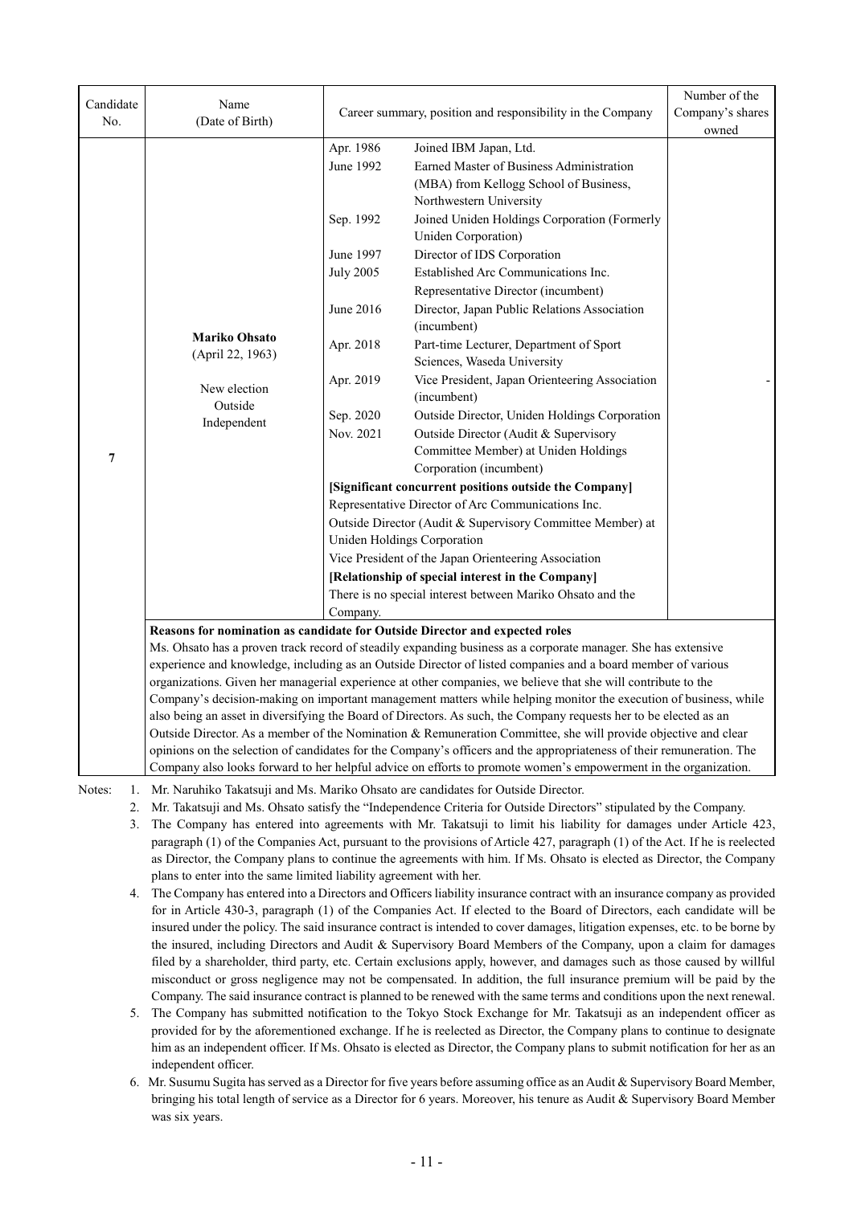| Candidate No. | Name (Date of Birth) | Career summary, position and responsibility in the Company | | Number of the Company's shares owned |
|---|---|---|---|---|
| 7 | **Mariko Ohsato** (April 22, 1963)<br><br>New election<br>Outside<br>Independent | Apr. 1986 | Joined IBM Japan, Ltd. | - |
| | | June 1992 | Earned Master of Business Administration (MBA) from Kellogg School of Business, Northwestern University | |
| | | Sep. 1992 | Joined Uniden Holdings Corporation (Formerly Uniden Corporation) | |
| | | June 1997 | Director of IDS Corporation | |
| | | July 2005 | Established Arc Communications Inc. Representative Director (incumbent) | |
| | | June 2016 | Director, Japan Public Relations Association (incumbent) | |
| | | Apr. 2018 | Part-time Lecturer, Department of Sport Sciences, Waseda University | |
| | | Apr. 2019 | Vice President, Japan Orienteering Association (incumbent) | |
| | | Sep. 2020 | Outside Director, Uniden Holdings Corporation | |
| | | Nov. 2021 | Outside Director (Audit & Supervisory Committee Member) at Uniden Holdings Corporation (incumbent) | |
| | | **[Significant concurrent positions outside the Company]**<br>Representative Director of Arc Communications Inc.<br>Outside Director (Audit & Supervisory Committee Member) at Uniden Holdings Corporation<br>Vice President of the Japan Orienteering Association<br>**[Relationship of special interest in the Company]**<br>There is no special interest between Mariko Ohsato and the Company. | | |
| | **Reasons for nomination as candidate for Outside Director and expected roles**<br>Ms. Ohsato has a proven track record of steadily expanding business as a corporate manager. She has extensive experience and knowledge, including as an Outside Director of listed companies and a board member of various organizations. Given her managerial experience at other companies, we believe that she will contribute to the Company's decision-making on important management matters while helping monitor the execution of business, while also being an asset in diversifying the Board of Directors. As such, the Company requests her to be elected as an Outside Director. As a member of the Nomination & Remuneration Committee, she will provide objective and clear opinions on the selection of candidates for the Company's officers and the appropriateness of their remuneration. The Company also looks forward to her helpful advice on efforts to promote women's empowerment in the organization. | | | |

Notes:
1. Mr. Naruhiko Takatsuji and Ms. Mariko Ohsato are candidates for Outside Director.
2. Mr. Takatsuji and Ms. Ohsato satisfy the "Independence Criteria for Outside Directors" stipulated by the Company.
3. The Company has entered into agreements with Mr. Takatsuji to limit his liability for damages under Article 423, paragraph (1) of the Companies Act, pursuant to the provisions of Article 427, paragraph (1) of the Act. If he is reelected as Director, the Company plans to continue the agreements with him. If Ms. Ohsato is elected as Director, the Company plans to enter into the same limited liability agreement with her.
4. The Company has entered into a Directors and Officers liability insurance contract with an insurance company as provided for in Article 430-3, paragraph (1) of the Companies Act. If elected to the Board of Directors, each candidate will be insured under the policy. The said insurance contract is intended to cover damages, litigation expenses, etc. to be borne by the insured, including Directors and Audit & Supervisory Board Members of the Company, upon a claim for damages filed by a shareholder, third party, etc. Certain exclusions apply, however, and damages such as those caused by willful misconduct or gross negligence may not be compensated. In addition, the full insurance premium will be paid by the Company. The said insurance contract is planned to be renewed with the same terms and conditions upon the next renewal.
5. The Company has submitted notification to the Tokyo Stock Exchange for Mr. Takatsuji as an independent officer as provided for by the aforementioned exchange. If he is reelected as Director, the Company plans to continue to designate him as an independent officer. If Ms. Ohsato is elected as Director, the Company plans to submit notification for her as an independent officer.
6. Mr. Susumu Sugita has served as a Director for five years before assuming office as an Audit & Supervisory Board Member, bringing his total length of service as a Director for 6 years. Moreover, his tenure as Audit & Supervisory Board Member was six years.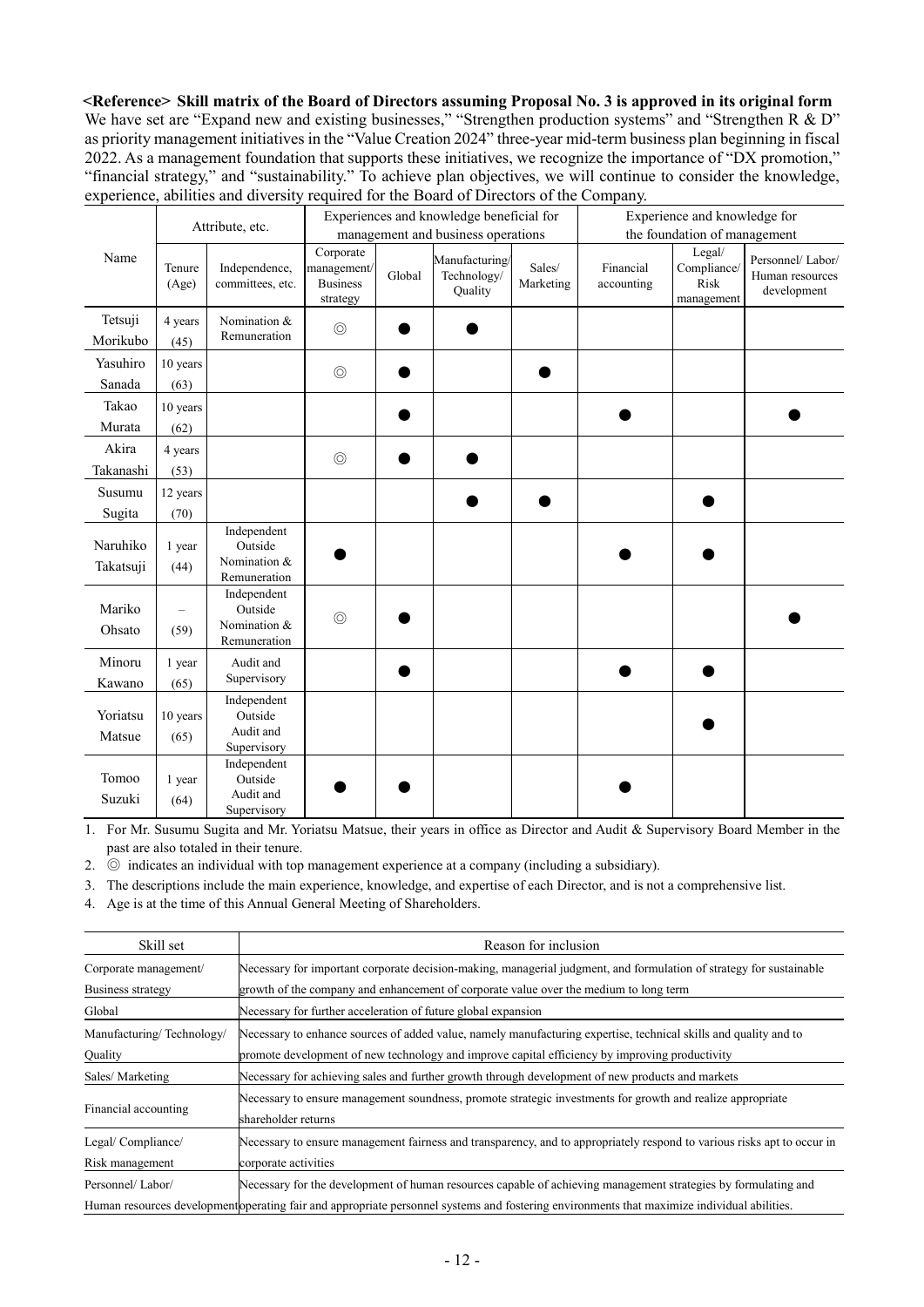**<Reference> Skill matrix of the Board of Directors assuming Proposal No. 3 is approved in its original form**

We have set are "Expand new and existing businesses," "Strengthen production systems" and "Strengthen R & D" as priority management initiatives in the "Value Creation 2024" three-year mid-term business plan beginning in fiscal 2022. As a management foundation that supports these initiatives, we recognize the importance of "DX promotion," "financial strategy," and "sustainability." To achieve plan objectives, we will continue to consider the knowledge, experience, abilities and diversity required for the Board of Directors of the Company.

| Name | Attribute, etc. | | Experiences and knowledge beneficial for management and business operations | | | | Experience and knowledge for the foundation of management | | |
|---|---|---|---|---|---|---|---|---|---|
| | Tenure (Age) | Independence, committees, etc. | Corporate management/ Business strategy | Global | Manufacturing/ Technology/ Quality | Sales/ Marketing | Financial accounting | Legal/ Compliance/ Risk management | Personnel/ Labor/ Human resources development |
| Tetsuji Morikubo | 4 years (45) | Nomination & Remuneration | ◎ | ● | ● | | | | |
| Yasuhiro Sanada | 10 years (63) | | ◎ | ● | | ● | | | |
| Takao Murata | 10 years (62) | | | ● | | | ● | | ● |
| Akira Takanashi | 4 years (53) | | ◎ | ● | ● | | | | |
| Susumu Sugita | 12 years (70) | | | | ● | ● | | ● | |
| Naruhiko Takatsuji | 1 year (44) | Independent Outside Nomination & Remuneration | ● | | | | ● | ● | |
| Mariko Ohsato | – (59) | Independent Outside Nomination & Remuneration | ◎ | ● | | | | | ● |
| Minoru Kawano | 1 year (65) | Audit and Supervisory | | ● | | | ● | ● | |
| Yoriatsu Matsue | 10 years (65) | Independent Outside Audit and Supervisory | | | | | | ● | |
| Tomoo Suzuki | 1 year (64) | Independent Outside Audit and Supervisory | ● | ● | | | ● | | |

1. For Mr. Susumu Sugita and Mr. Yoriatsu Matsue, their years in office as Director and Audit & Supervisory Board Member in the past are also totaled in their tenure.
2. ◎ indicates an individual with top management experience at a company (including a subsidiary).
3. The descriptions include the main experience, knowledge, and expertise of each Director, and is not a comprehensive list.
4. Age is at the time of this Annual General Meeting of Shareholders.

| Skill set | Reason for inclusion |
|---|---|
| Corporate management/ Business strategy | Necessary for important corporate decision-making, managerial judgment, and formulation of strategy for sustainable growth of the company and enhancement of corporate value over the medium to long term |
| Global | Necessary for further acceleration of future global expansion |
| Manufacturing/ Technology/ Quality | Necessary to enhance sources of added value, namely manufacturing expertise, technical skills and quality and to promote development of new technology and improve capital efficiency by improving productivity |
| Sales/ Marketing | Necessary for achieving sales and further growth through development of new products and markets |
| Financial accounting | Necessary to ensure management soundness, promote strategic investments for growth and realize appropriate shareholder returns |
| Legal/ Compliance/ Risk management | Necessary to ensure management fairness and transparency, and to appropriately respond to various risks apt to occur in corporate activities |
| Personnel/ Labor/ Human resources development | Necessary for the development of human resources capable of achieving management strategies by formulating and operating fair and appropriate personnel systems and fostering environments that maximize individual abilities. |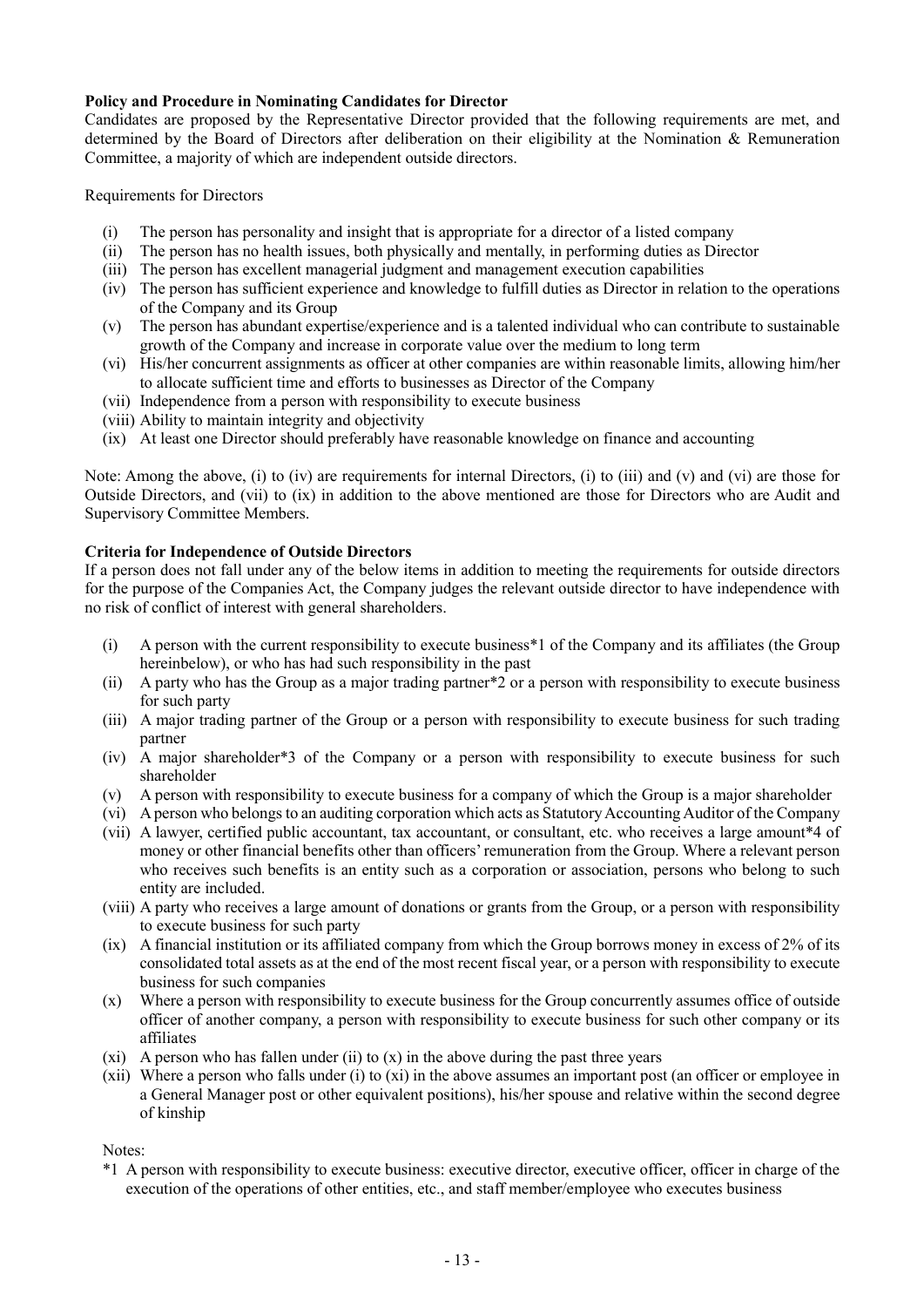**Policy and Procedure in Nominating Candidates for Director**

Candidates are proposed by the Representative Director provided that the following requirements are met, and determined by the Board of Directors after deliberation on their eligibility at the Nomination & Remuneration Committee, a majority of which are independent outside directors.

Requirements for Directors

- (i) The person has personality and insight that is appropriate for a director of a listed company
- (ii) The person has no health issues, both physically and mentally, in performing duties as Director
- (iii) The person has excellent managerial judgment and management execution capabilities
- (iv) The person has sufficient experience and knowledge to fulfill duties as Director in relation to the operations of the Company and its Group
- (v) The person has abundant expertise/experience and is a talented individual who can contribute to sustainable growth of the Company and increase in corporate value over the medium to long term
- (vi) His/her concurrent assignments as officer at other companies are within reasonable limits, allowing him/her to allocate sufficient time and efforts to businesses as Director of the Company
- (vii) Independence from a person with responsibility to execute business
- (viii) Ability to maintain integrity and objectivity
- (ix) At least one Director should preferably have reasonable knowledge on finance and accounting

Note: Among the above, (i) to (iv) are requirements for internal Directors, (i) to (iii) and (v) and (vi) are those for Outside Directors, and (vii) to (ix) in addition to the above mentioned are those for Directors who are Audit and Supervisory Committee Members.

**Criteria for Independence of Outside Directors**

If a person does not fall under any of the below items in addition to meeting the requirements for outside directors for the purpose of the Companies Act, the Company judges the relevant outside director to have independence with no risk of conflict of interest with general shareholders.

- (i) A person with the current responsibility to execute business*1 of the Company and its affiliates (the Group hereinbelow), or who has had such responsibility in the past
- (ii) A party who has the Group as a major trading partner*2 or a person with responsibility to execute business for such party
- (iii) A major trading partner of the Group or a person with responsibility to execute business for such trading partner
- (iv) A major shareholder*3 of the Company or a person with responsibility to execute business for such shareholder
- (v) A person with responsibility to execute business for a company of which the Group is a major shareholder
- (vi) A person who belongs to an auditing corporation which acts as Statutory Accounting Auditor of the Company
- (vii) A lawyer, certified public accountant, tax accountant, or consultant, etc. who receives a large amount*4 of money or other financial benefits other than officers' remuneration from the Group. Where a relevant person who receives such benefits is an entity such as a corporation or association, persons who belong to such entity are included.
- (viii) A party who receives a large amount of donations or grants from the Group, or a person with responsibility to execute business for such party
- (ix) A financial institution or its affiliated company from which the Group borrows money in excess of 2% of its consolidated total assets as at the end of the most recent fiscal year, or a person with responsibility to execute business for such companies
- (x) Where a person with responsibility to execute business for the Group concurrently assumes office of outside officer of another company, a person with responsibility to execute business for such other company or its affiliates
- (xi) A person who has fallen under (ii) to (x) in the above during the past three years
- (xii) Where a person who falls under (i) to (xi) in the above assumes an important post (an officer or employee in a General Manager post or other equivalent positions), his/her spouse and relative within the second degree of kinship

Notes:

*1 A person with responsibility to execute business: executive director, executive officer, officer in charge of the execution of the operations of other entities, etc., and staff member/employee who executes business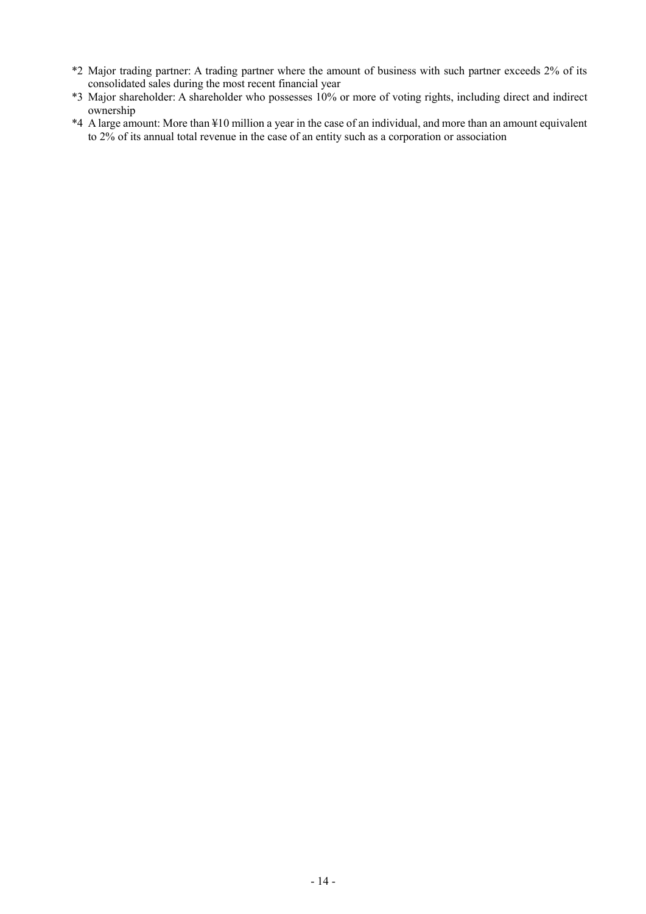*2 Major trading partner: A trading partner where the amount of business with such partner exceeds 2% of its consolidated sales during the most recent financial year

*3 Major shareholder: A shareholder who possesses 10% or more of voting rights, including direct and indirect ownership

*4 A large amount: More than ¥10 million a year in the case of an individual, and more than an amount equivalent to 2% of its annual total revenue in the case of an entity such as a corporation or association